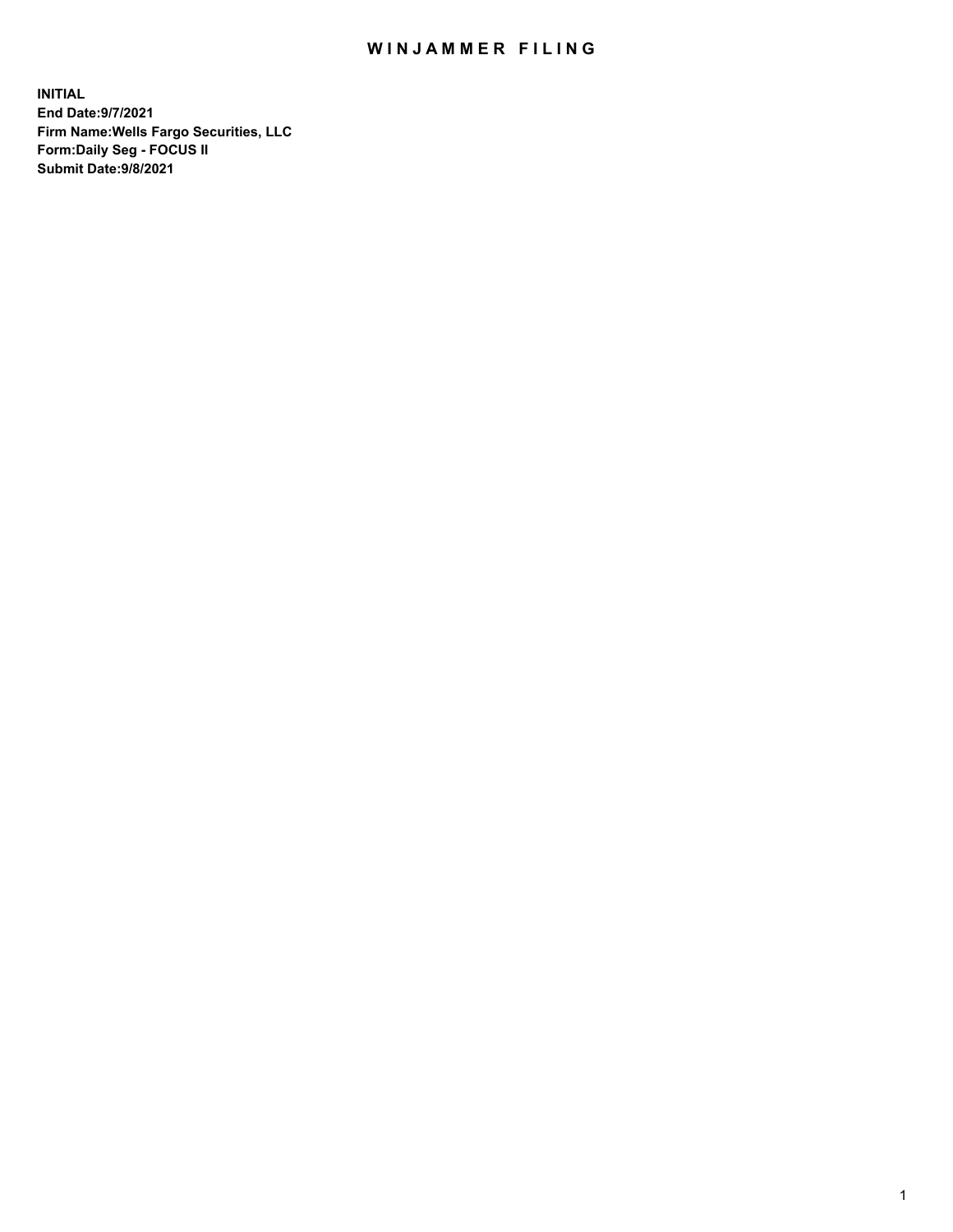# WINJAMMER FILING

**INITIAL**
**End Date:9/7/2021**
**Firm Name:Wells Fargo Securities, LLC**
**Form:Daily Seg - FOCUS II**
**Submit Date:9/8/2021**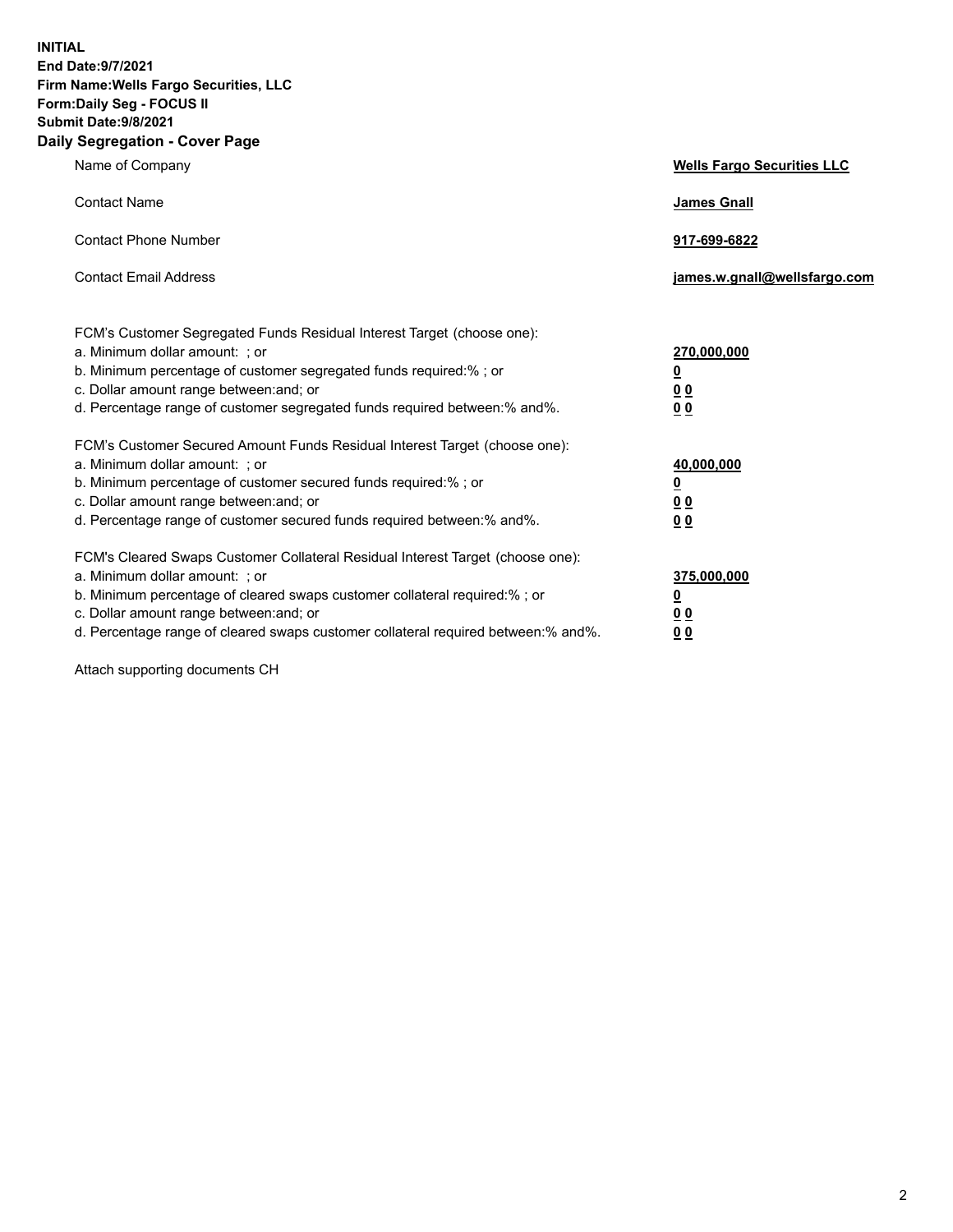**INITIAL**
**End Date:9/7/2021**
**Firm Name:Wells Fargo Securities, LLC**
**Form:Daily Seg - FOCUS II**
**Submit Date:9/8/2021**

## Daily Segregation - Cover Page

| | |
|---|---|
| Name of Company | **Wells Fargo Securities LLC** |
| Contact Name | **James Gnall** |
| Contact Phone Number | **917-699-6822** |
| Contact Email Address | **james.w.gnall@wellsfargo.com** |

FCM's Customer Segregated Funds Residual Interest Target (choose one):

| | |
|---|---|
| a. Minimum dollar amount: ; or | **270,000,000** |
| b. Minimum percentage of customer segregated funds required:% ; or | **0** |
| c. Dollar amount range between:and; or | **0 0** |
| d. Percentage range of customer segregated funds required between:% and%. | **0 0** |

FCM's Customer Secured Amount Funds Residual Interest Target (choose one):

| | |
|---|---|
| a. Minimum dollar amount: ; or | **40,000,000** |
| b. Minimum percentage of customer secured funds required:% ; or | **0** |
| c. Dollar amount range between:and; or | **0 0** |
| d. Percentage range of customer secured funds required between:% and%. | **0 0** |

FCM's Cleared Swaps Customer Collateral Residual Interest Target (choose one):

| | |
|---|---|
| a. Minimum dollar amount: ; or | **375,000,000** |
| b. Minimum percentage of cleared swaps customer collateral required:% ; or | **0** |
| c. Dollar amount range between:and; or | **0 0** |
| d. Percentage range of cleared swaps customer collateral required between:% and%. | **0 0** |

Attach supporting documents CH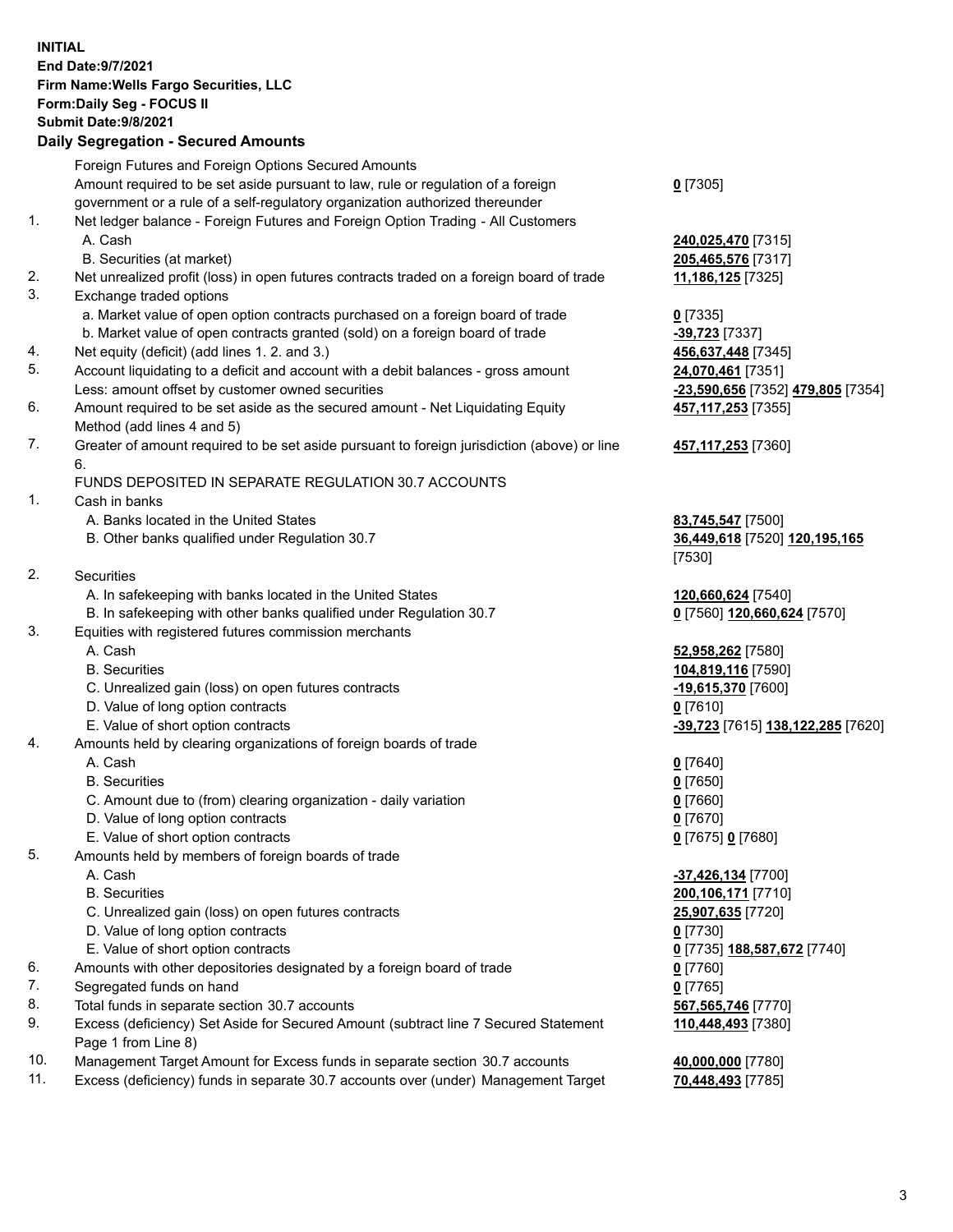**INITIAL**
**End Date:9/7/2021**
**Firm Name:Wells Fargo Securities, LLC**
**Form:Daily Seg - FOCUS II**
**Submit Date:9/8/2021**

**Daily Segregation - Secured Amounts**

| | | |
|---|---|---|
| | Foreign Futures and Foreign Options Secured Amounts | |
| | Amount required to be set aside pursuant to law, rule or regulation of a foreign government or a rule of a self-regulatory organization authorized thereunder | **0** [7305] |
| 1. | Net ledger balance - Foreign Futures and Foreign Option Trading - All Customers | |
| | A. Cash | **240,025,470** [7315] |
| | B. Securities (at market) | **205,465,576** [7317] |
| 2. | Net unrealized profit (loss) in open futures contracts traded on a foreign board of trade | **11,186,125** [7325] |
| 3. | Exchange traded options | |
| | a. Market value of open option contracts purchased on a foreign board of trade | **0** [7335] |
| | b. Market value of open contracts granted (sold) on a foreign board of trade | **-39,723** [7337] |
| 4. | Net equity (deficit) (add lines 1. 2. and 3.) | **456,637,448** [7345] |
| 5. | Account liquidating to a deficit and account with a debit balances - gross amount | **24,070,461** [7351] |
| | Less: amount offset by customer owned securities | **-23,590,656** [7352] **479,805** [7354] |
| 6. | Amount required to be set aside as the secured amount - Net Liquidating Equity Method (add lines 4 and 5) | **457,117,253** [7355] |
| 7. | Greater of amount required to be set aside pursuant to foreign jurisdiction (above) or line 6. | **457,117,253** [7360] |
| | FUNDS DEPOSITED IN SEPARATE REGULATION 30.7 ACCOUNTS | |
| 1. | Cash in banks | |
| | A. Banks located in the United States | **83,745,547** [7500] |
| | B. Other banks qualified under Regulation 30.7 | **36,449,618** [7520] **120,195,165** [7530] |
| 2. | Securities | |
| | A. In safekeeping with banks located in the United States | **120,660,624** [7540] |
| | B. In safekeeping with other banks qualified under Regulation 30.7 | **0** [7560] **120,660,624** [7570] |
| 3. | Equities with registered futures commission merchants | |
| | A. Cash | **52,958,262** [7580] |
| | B. Securities | **104,819,116** [7590] |
| | C. Unrealized gain (loss) on open futures contracts | **-19,615,370** [7600] |
| | D. Value of long option contracts | **0** [7610] |
| | E. Value of short option contracts | **-39,723** [7615] **138,122,285** [7620] |
| 4. | Amounts held by clearing organizations of foreign boards of trade | |
| | A. Cash | **0** [7640] |
| | B. Securities | **0** [7650] |
| | C. Amount due to (from) clearing organization - daily variation | **0** [7660] |
| | D. Value of long option contracts | **0** [7670] |
| | E. Value of short option contracts | **0** [7675] **0** [7680] |
| 5. | Amounts held by members of foreign boards of trade | |
| | A. Cash | **-37,426,134** [7700] |
| | B. Securities | **200,106,171** [7710] |
| | C. Unrealized gain (loss) on open futures contracts | **25,907,635** [7720] |
| | D. Value of long option contracts | **0** [7730] |
| | E. Value of short option contracts | **0** [7735] **188,587,672** [7740] |
| 6. | Amounts with other depositories designated by a foreign board of trade | **0** [7760] |
| 7. | Segregated funds on hand | **0** [7765] |
| 8. | Total funds in separate section 30.7 accounts | **567,565,746** [7770] |
| 9. | Excess (deficiency) Set Aside for Secured Amount (subtract line 7 Secured Statement Page 1 from Line 8) | **110,448,493** [7380] |
| 10. | Management Target Amount for Excess funds in separate section 30.7 accounts | **40,000,000** [7780] |
| 11. | Excess (deficiency) funds in separate 30.7 accounts over (under) Management Target | **70,448,493** [7785] |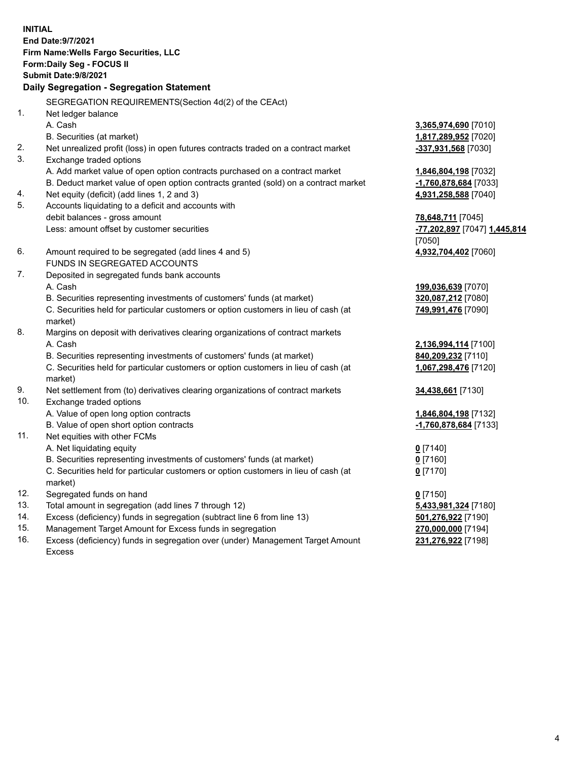**INITIAL**
**End Date:9/7/2021**
**Firm Name:Wells Fargo Securities, LLC**
**Form:Daily Seg - FOCUS II**
**Submit Date:9/8/2021**

**Daily Segregation - Segregation Statement**

SEGREGATION REQUIREMENTS(Section 4d(2) of the CEAct)

| | | |
|---|---|---|
| 1. | Net ledger balance | |
| | A. Cash | **3,365,974,690** [7010] |
| | B. Securities (at market) | **1,817,289,952** [7020] |
| 2. | Net unrealized profit (loss) in open futures contracts traded on a contract market | **-337,931,568** [7030] |
| 3. | Exchange traded options | |
| | A. Add market value of open option contracts purchased on a contract market | **1,846,804,198** [7032] |
| | B. Deduct market value of open option contracts granted (sold) on a contract market | **-1,760,878,684** [7033] |
| 4. | Net equity (deficit) (add lines 1, 2 and 3) | **4,931,258,588** [7040] |
| 5. | Accounts liquidating to a deficit and accounts with debit balances - gross amount | **78,648,711** [7045] |
| | Less: amount offset by customer securities | **-77,202,897** [7047] **1,445,814** [7050] |
| 6. | Amount required to be segregated (add lines 4 and 5) | **4,932,704,402** [7060] |
| | FUNDS IN SEGREGATED ACCOUNTS | |
| 7. | Deposited in segregated funds bank accounts | |
| | A. Cash | **199,036,639** [7070] |
| | B. Securities representing investments of customers' funds (at market) | **320,087,212** [7080] |
| | C. Securities held for particular customers or option customers in lieu of cash (at market) | **749,991,476** [7090] |
| 8. | Margins on deposit with derivatives clearing organizations of contract markets | |
| | A. Cash | **2,136,994,114** [7100] |
| | B. Securities representing investments of customers' funds (at market) | **840,209,232** [7110] |
| | C. Securities held for particular customers or option customers in lieu of cash (at market) | **1,067,298,476** [7120] |
| 9. | Net settlement from (to) derivatives clearing organizations of contract markets | **34,438,661** [7130] |
| 10. | Exchange traded options | |
| | A. Value of open long option contracts | **1,846,804,198** [7132] |
| | B. Value of open short option contracts | **-1,760,878,684** [7133] |
| 11. | Net equities with other FCMs | |
| | A. Net liquidating equity | **0** [7140] |
| | B. Securities representing investments of customers' funds (at market) | **0** [7160] |
| | C. Securities held for particular customers or option customers in lieu of cash (at market) | **0** [7170] |
| 12. | Segregated funds on hand | **0** [7150] |
| 13. | Total amount in segregation (add lines 7 through 12) | **5,433,981,324** [7180] |
| 14. | Excess (deficiency) funds in segregation (subtract line 6 from line 13) | **501,276,922** [7190] |
| 15. | Management Target Amount for Excess funds in segregation | **270,000,000** [7194] |
| 16. | Excess (deficiency) funds in segregation over (under) Management Target Amount Excess | **231,276,922** [7198] |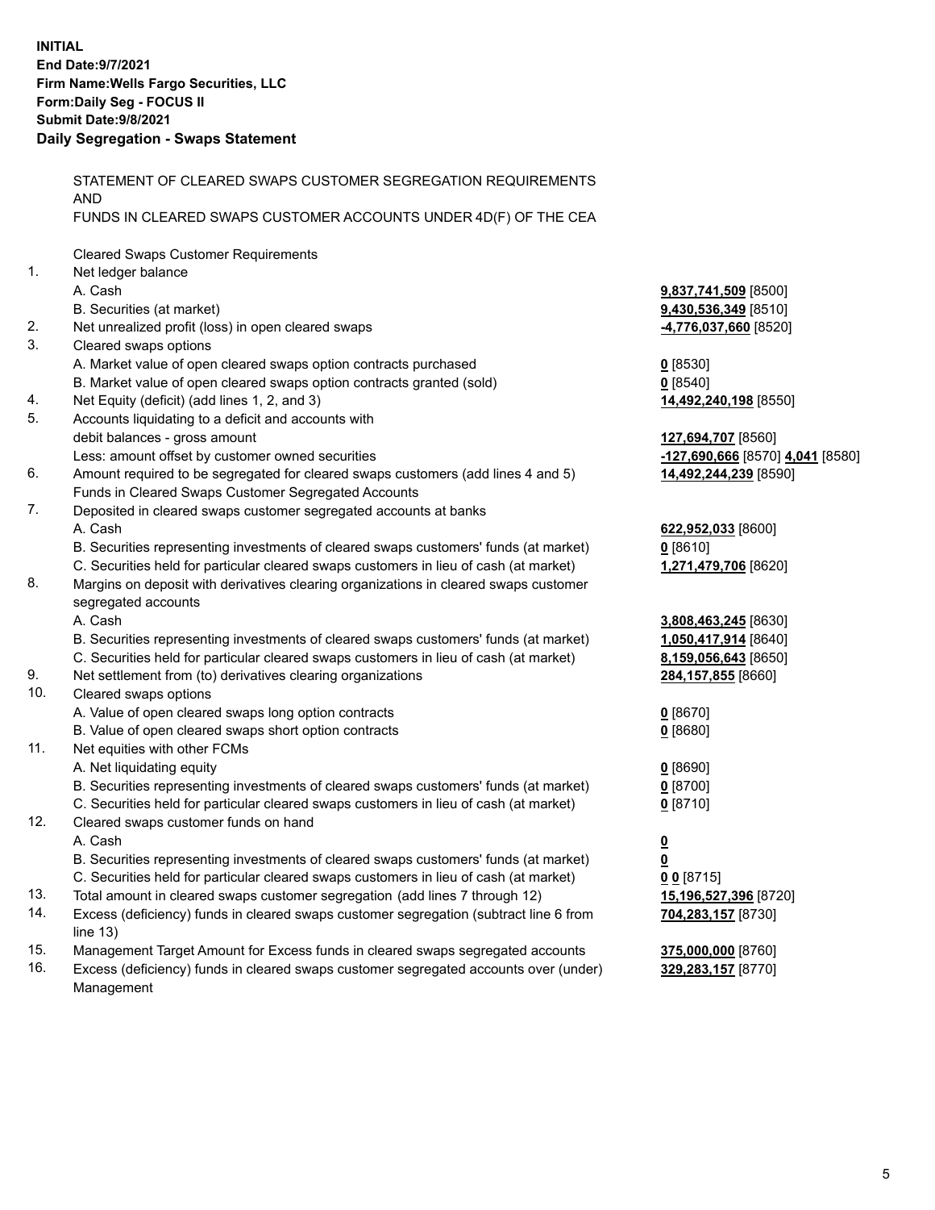**INITIAL**
**End Date:9/7/2021**
**Firm Name:Wells Fargo Securities, LLC**
**Form:Daily Seg - FOCUS II**
**Submit Date:9/8/2021**
**Daily Segregation - Swaps Statement**

STATEMENT OF CLEARED SWAPS CUSTOMER SEGREGATION REQUIREMENTS AND
FUNDS IN CLEARED SWAPS CUSTOMER ACCOUNTS UNDER 4D(F) OF THE CEA

| | | |
|---|---|---|
| | Cleared Swaps Customer Requirements | |
| 1. | Net ledger balance | |
| | A. Cash | **9,837,741,509** [8500] |
| | B. Securities (at market) | **9,430,536,349** [8510] |
| 2. | Net unrealized profit (loss) in open cleared swaps | **-4,776,037,660** [8520] |
| 3. | Cleared swaps options | |
| | A. Market value of open cleared swaps option contracts purchased | **0** [8530] |
| | B. Market value of open cleared swaps option contracts granted (sold) | **0** [8540] |
| 4. | Net Equity (deficit) (add lines 1, 2, and 3) | **14,492,240,198** [8550] |
| 5. | Accounts liquidating to a deficit and accounts with debit balances - gross amount | **127,694,707** [8560] |
| | Less: amount offset by customer owned securities | **-127,690,666** [8570] **4,041** [8580] |
| 6. | Amount required to be segregated for cleared swaps customers (add lines 4 and 5) | **14,492,244,239** [8590] |
| | Funds in Cleared Swaps Customer Segregated Accounts | |
| 7. | Deposited in cleared swaps customer segregated accounts at banks | |
| | A. Cash | **622,952,033** [8600] |
| | B. Securities representing investments of cleared swaps customers' funds (at market) | **0** [8610] |
| | C. Securities held for particular cleared swaps customers in lieu of cash (at market) | **1,271,479,706** [8620] |
| 8. | Margins on deposit with derivatives clearing organizations in cleared swaps customer segregated accounts | |
| | A. Cash | **3,808,463,245** [8630] |
| | B. Securities representing investments of cleared swaps customers' funds (at market) | **1,050,417,914** [8640] |
| | C. Securities held for particular cleared swaps customers in lieu of cash (at market) | **8,159,056,643** [8650] |
| 9. | Net settlement from (to) derivatives clearing organizations | **284,157,855** [8660] |
| 10. | Cleared swaps options | |
| | A. Value of open cleared swaps long option contracts | **0** [8670] |
| | B. Value of open cleared swaps short option contracts | **0** [8680] |
| 11. | Net equities with other FCMs | |
| | A. Net liquidating equity | **0** [8690] |
| | B. Securities representing investments of cleared swaps customers' funds (at market) | **0** [8700] |
| | C. Securities held for particular cleared swaps customers in lieu of cash (at market) | **0** [8710] |
| 12. | Cleared swaps customer funds on hand | |
| | A. Cash | **0** |
| | B. Securities representing investments of cleared swaps customers' funds (at market) | **0** |
| | C. Securities held for particular cleared swaps customers in lieu of cash (at market) | **0** **0** [8715] |
| 13. | Total amount in cleared swaps customer segregation (add lines 7 through 12) | **15,196,527,396** [8720] |
| 14. | Excess (deficiency) funds in cleared swaps customer segregation (subtract line 6 from line 13) | **704,283,157** [8730] |
| 15. | Management Target Amount for Excess funds in cleared swaps segregated accounts | **375,000,000** [8760] |
| 16. | Excess (deficiency) funds in cleared swaps customer segregated accounts over (under) Management | **329,283,157** [8770] |